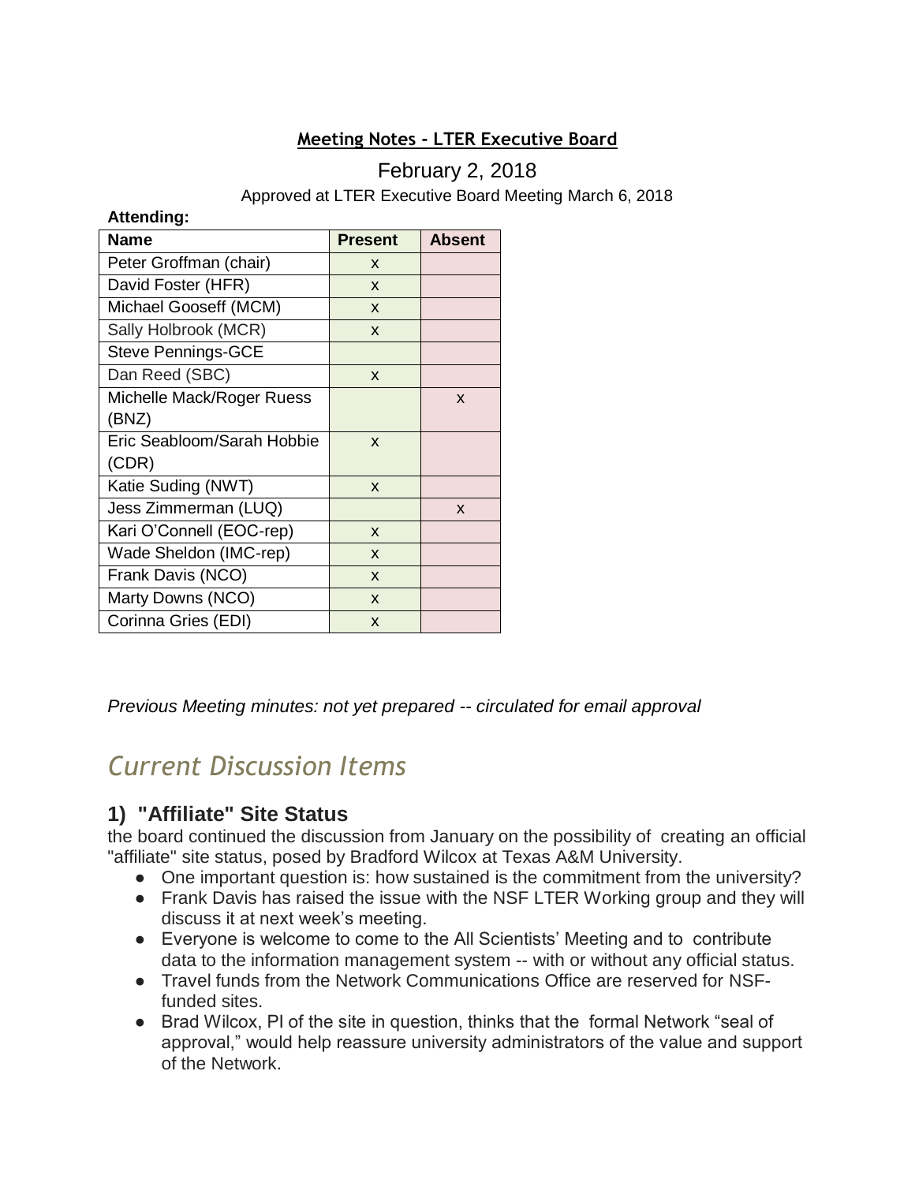**Meeting Notes - LTER Executive Board**

February 2, 2018

Approved at LTER Executive Board Meeting March 6, 2018

**Attending:**

| Name | Present | Absent |
|---|---|---|
| Peter Groffman (chair) | x | |
| David Foster (HFR) | x | |
| Michael Gooseff (MCM) | x | |
| Sally Holbrook (MCR) | x | |
| Steve Pennings-GCE | | |
| Dan Reed (SBC) | x | |
| Michelle Mack/Roger Ruess (BNZ) | | x |
| Eric Seabloom/Sarah Hobbie (CDR) | x | |
| Katie Suding (NWT) | x | |
| Jess Zimmerman (LUQ) | | x |
| Kari O'Connell (EOC-rep) | x | |
| Wade Sheldon (IMC-rep) | x | |
| Frank Davis (NCO) | x | |
| Marty Downs (NCO) | x | |
| Corinna Gries (EDI) | x | |

*Previous Meeting minutes: not yet prepared -- circulated for email approval*

# *Current Discussion Items*

## 1) "Affiliate" Site Status

the board continued the discussion from January on the possibility of creating an official "affiliate" site status, posed by Bradford Wilcox at Texas A&M University.

- One important question is: how sustained is the commitment from the university?
- Frank Davis has raised the issue with the NSF LTER Working group and they will discuss it at next week's meeting.
- Everyone is welcome to come to the All Scientists' Meeting and to contribute data to the information management system -- with or without any official status.
- Travel funds from the Network Communications Office are reserved for NSF-funded sites.
- Brad Wilcox, PI of the site in question, thinks that the formal Network "seal of approval," would help reassure university administrators of the value and support of the Network.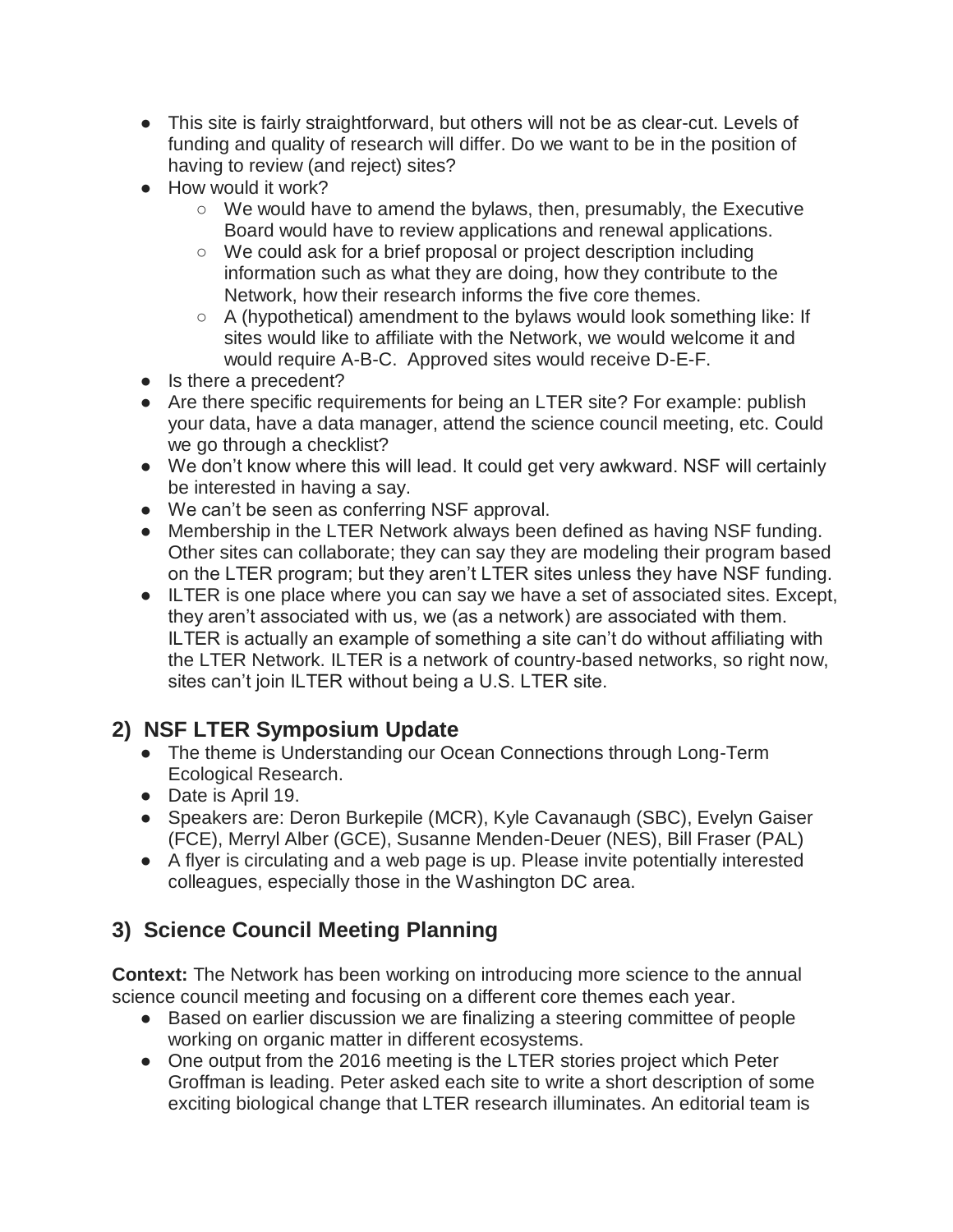- This site is fairly straightforward, but others will not be as clear-cut. Levels of funding and quality of research will differ. Do we want to be in the position of having to review (and reject) sites?
- How would it work?
  - We would have to amend the bylaws, then, presumably, the Executive Board would have to review applications and renewal applications.
  - We could ask for a brief proposal or project description including information such as what they are doing, how they contribute to the Network, how their research informs the five core themes.
  - A (hypothetical) amendment to the bylaws would look something like: If sites would like to affiliate with the Network, we would welcome it and would require A-B-C. Approved sites would receive D-E-F.
- Is there a precedent?
- Are there specific requirements for being an LTER site? For example: publish your data, have a data manager, attend the science council meeting, etc. Could we go through a checklist?
- We don't know where this will lead. It could get very awkward. NSF will certainly be interested in having a say.
- We can't be seen as conferring NSF approval.
- Membership in the LTER Network always been defined as having NSF funding. Other sites can collaborate; they can say they are modeling their program based on the LTER program; but they aren't LTER sites unless they have NSF funding.
- ILTER is one place where you can say we have a set of associated sites. Except, they aren't associated with us, we (as a network) are associated with them. ILTER is actually an example of something a site can't do without affiliating with the LTER Network. ILTER is a network of country-based networks, so right now, sites can't join ILTER without being a U.S. LTER site.

## 2) NSF LTER Symposium Update

- The theme is Understanding our Ocean Connections through Long-Term Ecological Research.
- Date is April 19.
- Speakers are: Deron Burkepile (MCR), Kyle Cavanaugh (SBC), Evelyn Gaiser (FCE), Merryl Alber (GCE), Susanne Menden-Deuer (NES), Bill Fraser (PAL)
- A flyer is circulating and a web page is up. Please invite potentially interested colleagues, especially those in the Washington DC area.

## 3) Science Council Meeting Planning

**Context:** The Network has been working on introducing more science to the annual science council meeting and focusing on a different core themes each year.

- Based on earlier discussion we are finalizing a steering committee of people working on organic matter in different ecosystems.
- One output from the 2016 meeting is the LTER stories project which Peter Groffman is leading. Peter asked each site to write a short description of some exciting biological change that LTER research illuminates. An editorial team is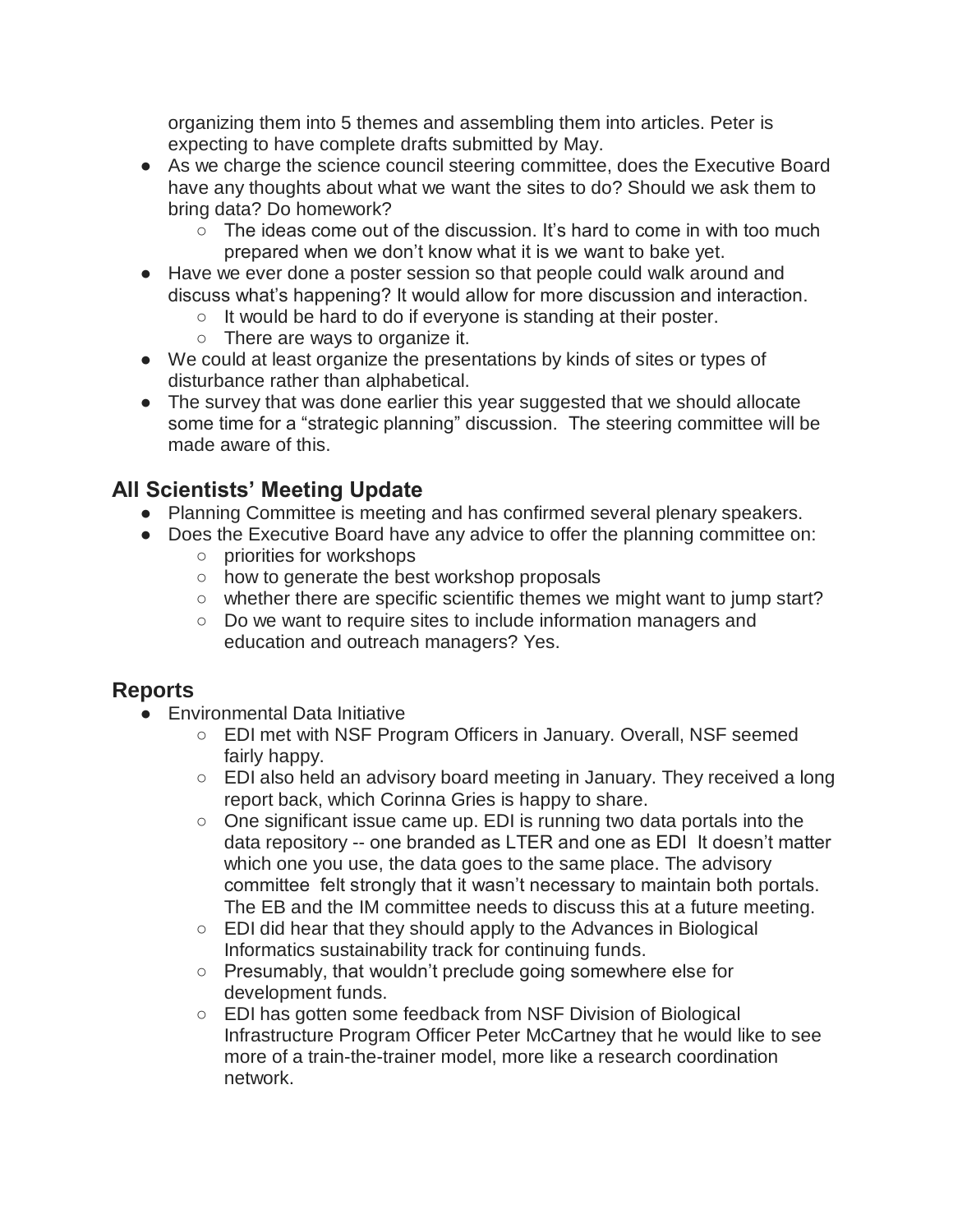organizing them into 5 themes and assembling them into articles. Peter is expecting to have complete drafts submitted by May.

- As we charge the science council steering committee, does the Executive Board have any thoughts about what we want the sites to do? Should we ask them to bring data? Do homework?
  - The ideas come out of the discussion. It's hard to come in with too much prepared when we don't know what it is we want to bake yet.
- Have we ever done a poster session so that people could walk around and discuss what's happening? It would allow for more discussion and interaction.
  - It would be hard to do if everyone is standing at their poster.
  - There are ways to organize it.
- We could at least organize the presentations by kinds of sites or types of disturbance rather than alphabetical.
- The survey that was done earlier this year suggested that we should allocate some time for a "strategic planning" discussion. The steering committee will be made aware of this.

## All Scientists' Meeting Update

- Planning Committee is meeting and has confirmed several plenary speakers.
- Does the Executive Board have any advice to offer the planning committee on:
  - priorities for workshops
  - how to generate the best workshop proposals
  - whether there are specific scientific themes we might want to jump start?
  - Do we want to require sites to include information managers and education and outreach managers? Yes.

## Reports

- Environmental Data Initiative
  - EDI met with NSF Program Officers in January. Overall, NSF seemed fairly happy.
  - EDI also held an advisory board meeting in January. They received a long report back, which Corinna Gries is happy to share.
  - One significant issue came up. EDI is running two data portals into the data repository -- one branded as LTER and one as EDI It doesn't matter which one you use, the data goes to the same place. The advisory committee felt strongly that it wasn't necessary to maintain both portals. The EB and the IM committee needs to discuss this at a future meeting.
  - EDI did hear that they should apply to the Advances in Biological Informatics sustainability track for continuing funds.
  - Presumably, that wouldn't preclude going somewhere else for development funds.
  - EDI has gotten some feedback from NSF Division of Biological Infrastructure Program Officer Peter McCartney that he would like to see more of a train-the-trainer model, more like a research coordination network.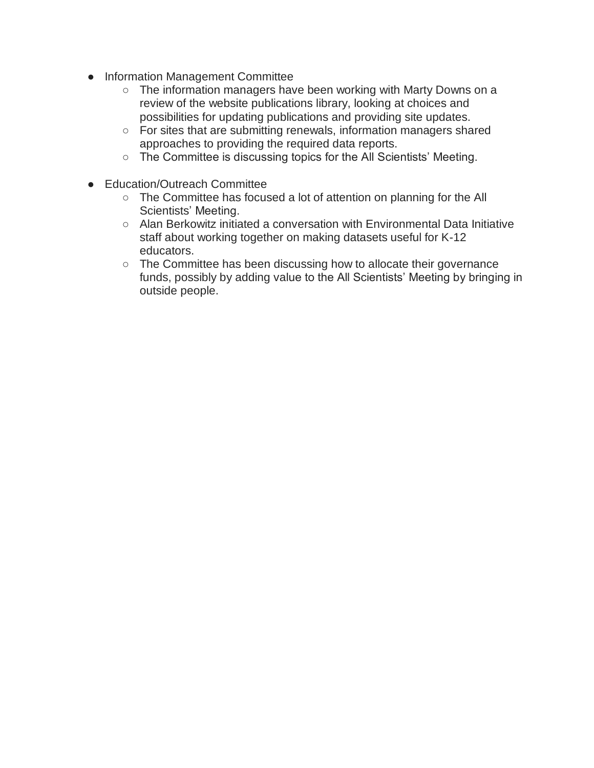- Information Management Committee
    - The information managers have been working with Marty Downs on a review of the website publications library, looking at choices and possibilities for updating publications and providing site updates.
    - For sites that are submitting renewals, information managers shared approaches to providing the required data reports.
    - The Committee is discussing topics for the All Scientists' Meeting.

- Education/Outreach Committee
    - The Committee has focused a lot of attention on planning for the All Scientists' Meeting.
    - Alan Berkowitz initiated a conversation with Environmental Data Initiative staff about working together on making datasets useful for K-12 educators.
    - The Committee has been discussing how to allocate their governance funds, possibly by adding value to the All Scientists' Meeting by bringing in outside people.